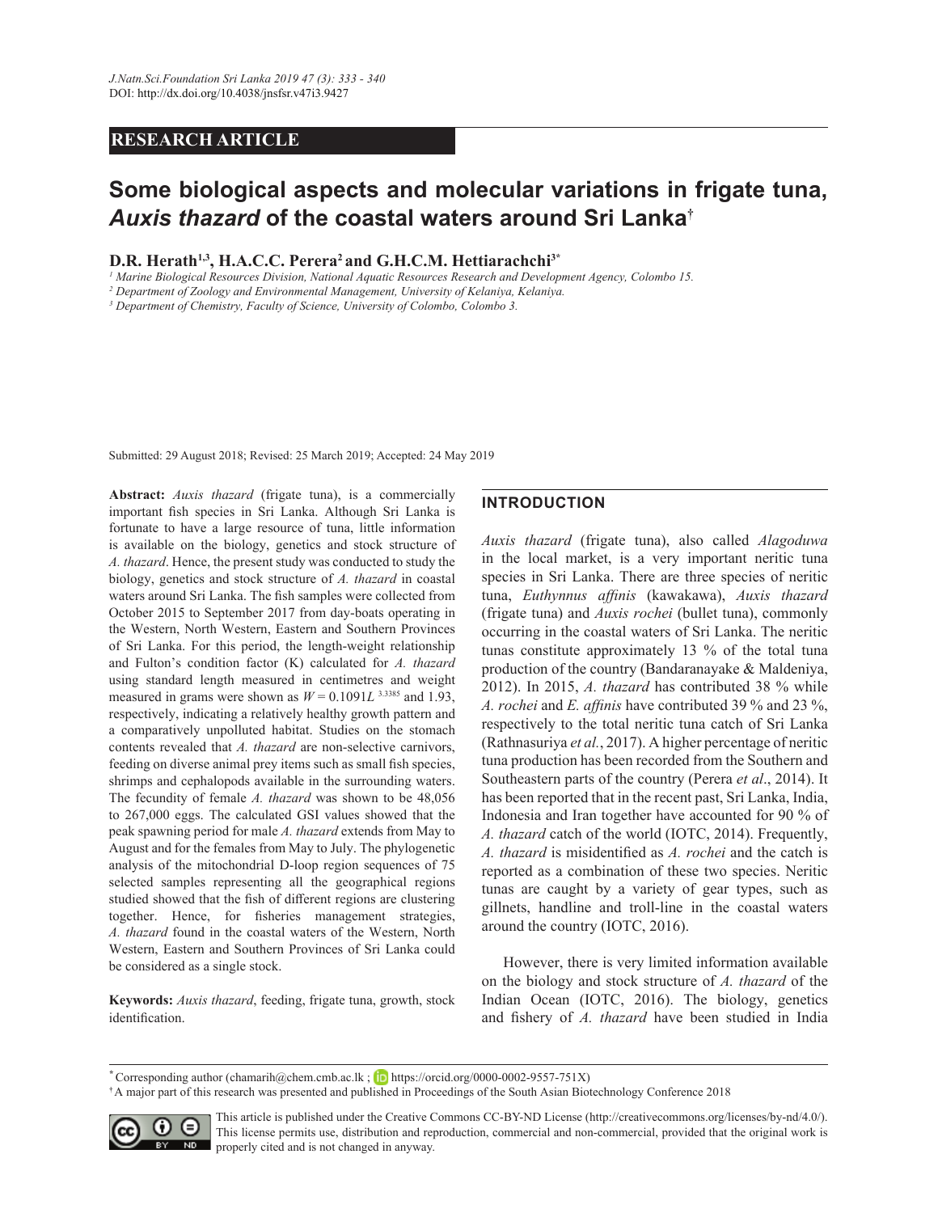RESEARCH ARTICLE

# Some biological aspects and molecular variations in frigate tuna, *Auxis thazard* of the coastal waters around Sri Lanka†

**D.R. Herath[1,3], H.A.C.C. Perera[2] and G.H.C.M. Hettiarachchi[3*]**

[1] *Marine Biological Resources Division, National Aquatic Resources Research and Development Agency, Colombo 15.*
[2] *Department of Zoology and Environmental Management, University of Kelaniya, Kelaniya.*
[3] *Department of Chemistry, Faculty of Science, University of Colombo, Colombo 3.*

Submitted: 29 August 2018; Revised: 25 March 2019; Accepted: 24 May 2019

**Abstract:** *Auxis thazard* (frigate tuna), is a commercially important fish species in Sri Lanka. Although Sri Lanka is fortunate to have a large resource of tuna, little information is available on the biology, genetics and stock structure of *A. thazard*. Hence, the present study was conducted to study the biology, genetics and stock structure of *A. thazard* in coastal waters around Sri Lanka. The fish samples were collected from October 2015 to September 2017 from day-boats operating in the Western, North Western, Eastern and Southern Provinces of Sri Lanka. For this period, the length-weight relationship and Fulton's condition factor (K) calculated for *A. thazard* using standard length measured in centimetres and weight measured in grams were shown as $W = 0.1091L^{3.3385}$ and 1.93, respectively, indicating a relatively healthy growth pattern and a comparatively unpolluted habitat. Studies on the stomach contents revealed that *A. thazard* are non-selective carnivors, feeding on diverse animal prey items such as small fish species, shrimps and cephalopods available in the surrounding waters. The fecundity of female *A. thazard* was shown to be 48,056 to 267,000 eggs. The calculated GSI values showed that the peak spawning period for male *A. thazard* extends from May to August and for the females from May to July. The phylogenetic analysis of the mitochondrial D-loop region sequences of 75 selected samples representing all the geographical regions studied showed that the fish of different regions are clustering together. Hence, for fisheries management strategies, *A. thazard* found in the coastal waters of the Western, North Western, Eastern and Southern Provinces of Sri Lanka could be considered as a single stock.

**Keywords:** *Auxis thazard*, feeding, frigate tuna, growth, stock identification.

## INTRODUCTION

*Auxis thazard* (frigate tuna), also called *Alagoduwa* in the local market, is a very important neritic tuna species in Sri Lanka. There are three species of neritic tuna, *Euthynnus affinis* (kawakawa), *Auxis thazard* (frigate tuna) and *Auxis rochei* (bullet tuna), commonly occurring in the coastal waters of Sri Lanka. The neritic tunas constitute approximately 13 % of the total tuna production of the country (Bandaranayake & Maldeniya, 2012). In 2015, *A. thazard* has contributed 38 % while *A. rochei* and *E. affinis* have contributed 39 % and 23 %, respectively to the total neritic tuna catch of Sri Lanka (Rathnasuriya *et al.*, 2017). A higher percentage of neritic tuna production has been recorded from the Southern and Southeastern parts of the country (Perera *et al*., 2014). It has been reported that in the recent past, Sri Lanka, India, Indonesia and Iran together have accounted for 90 % of *A. thazard* catch of the world (IOTC, 2014). Frequently, *A. thazard* is misidentified as *A. rochei* and the catch is reported as a combination of these two species. Neritic tunas are caught by a variety of gear types, such as gillnets, handline and troll-line in the coastal waters around the country (IOTC, 2016).

However, there is very limited information available on the biology and stock structure of *A. thazard* of the Indian Ocean (IOTC, 2016). The biology, genetics and fishery of *A. thazard* have been studied in India

* Corresponding author (chamarih@chem.cmb.ac.lk ; https://orcid.org/0000-0002-9557-751X)
† A major part of this research was presented and published in Proceedings of the South Asian Biotechnology Conference 2018

This article is published under the Creative Commons CC-BY-ND License (http://creativecommons.org/licenses/by-nd/4.0/). This license permits use, distribution and reproduction, commercial and non-commercial, provided that the original work is properly cited and is not changed in anyway.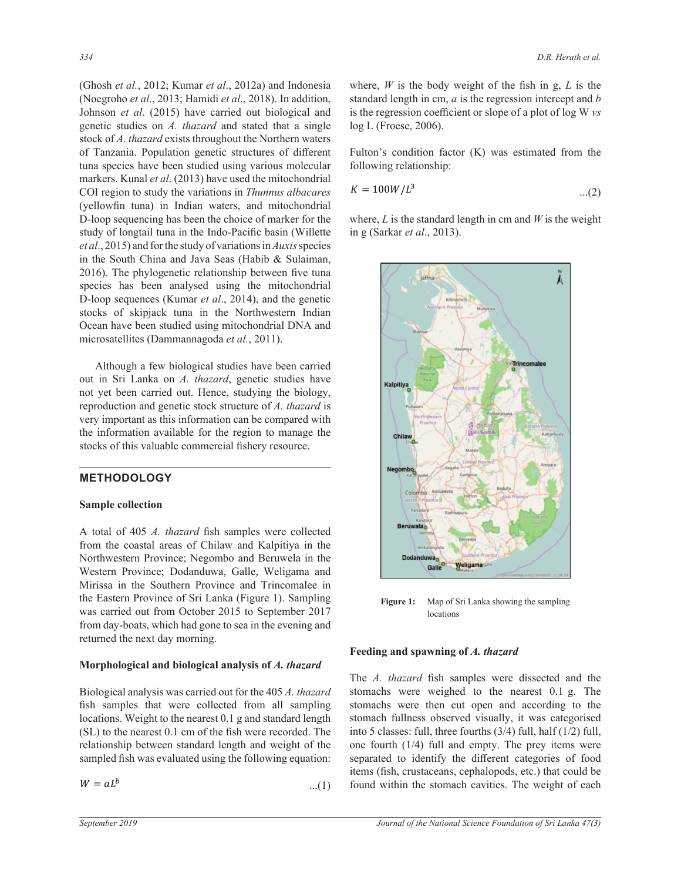(Ghosh *et al.*, 2012; Kumar *et al*., 2012a) and Indonesia (Noegroho *et al*., 2013; Hamidi *et al*., 2018). In addition, Johnson *et al*. (2015) have carried out biological and genetic studies on *A. thazard* and stated that a single stock of *A. thazard* exists throughout the Northern waters of Tanzania. Population genetic structures of different tuna species have been studied using various molecular markers. Kunal *et al*. (2013) have used the mitochondrial COI region to study the variations in *Thunnus albacares* (yellowfin tuna) in Indian waters, and mitochondrial D-loop sequencing has been the choice of marker for the study of longtail tuna in the Indo-Pacific basin (Willette *et al*., 2015) and for the study of variations in *Auxis* species in the South China and Java Seas (Habib & Sulaiman, 2016). The phylogenetic relationship between five tuna species has been analysed using the mitochondrial D-loop sequences (Kumar *et al*., 2014), and the genetic stocks of skipjack tuna in the Northwestern Indian Ocean have been studied using mitochondrial DNA and microsatellites (Dammannagoda *et al.*, 2011).

Although a few biological studies have been carried out in Sri Lanka on *A. thazard*, genetic studies have not yet been carried out. Hence, studying the biology, reproduction and genetic stock structure of *A. thazard* is very important as this information can be compared with the information available for the region to manage the stocks of this valuable commercial fishery resource.

## METHODOLOGY

### Sample collection

A total of 405 *A. thazard* fish samples were collected from the coastal areas of Chilaw and Kalpitiya in the Northwestern Province; Negombo and Beruwela in the Western Province; Dodanduwa, Galle, Weligama and Mirissa in the Southern Province and Trincomalee in the Eastern Province of Sri Lanka (Figure 1). Sampling was carried out from October 2015 to September 2017 from day-boats, which had gone to sea in the evening and returned the next day morning.

### Morphological and biological analysis of *A. thazard*

Biological analysis was carried out for the 405 *A. thazard* fish samples that were collected from all sampling locations. Weight to the nearest 0.1 g and standard length (SL) to the nearest 0.1 cm of the fish were recorded. The relationship between standard length and weight of the sampled fish was evaluated using the following equation:

$$W = aL^b \qquad \text{...(1)}$$

where, $W$ is the body weight of the fish in g, $L$ is the standard length in cm, $a$ is the regression intercept and $b$ is the regression coefficient or slope of a plot of log W *vs* log L (Froese, 2006).

Fulton's condition factor (K) was estimated from the following relationship:

$$K = 100W/L^3 \qquad \text{...(2)}$$

where, $L$ is the standard length in cm and $W$ is the weight in g (Sarkar *et al*., 2013).

**Figure 1:** Map of Sri Lanka showing the sampling locations

### Feeding and spawning of *A. thazard*

The *A. thazard* fish samples were dissected and the stomachs were weighed to the nearest 0.1 g. The stomachs were then cut open and according to the stomach fullness observed visually, it was categorised into 5 classes: full, three fourths (3/4) full, half (1/2) full, one fourth (1/4) full and empty. The prey items were separated to identify the different categories of food items (fish, crustaceans, cephalopods, etc.) that could be found within the stomach cavities. The weight of each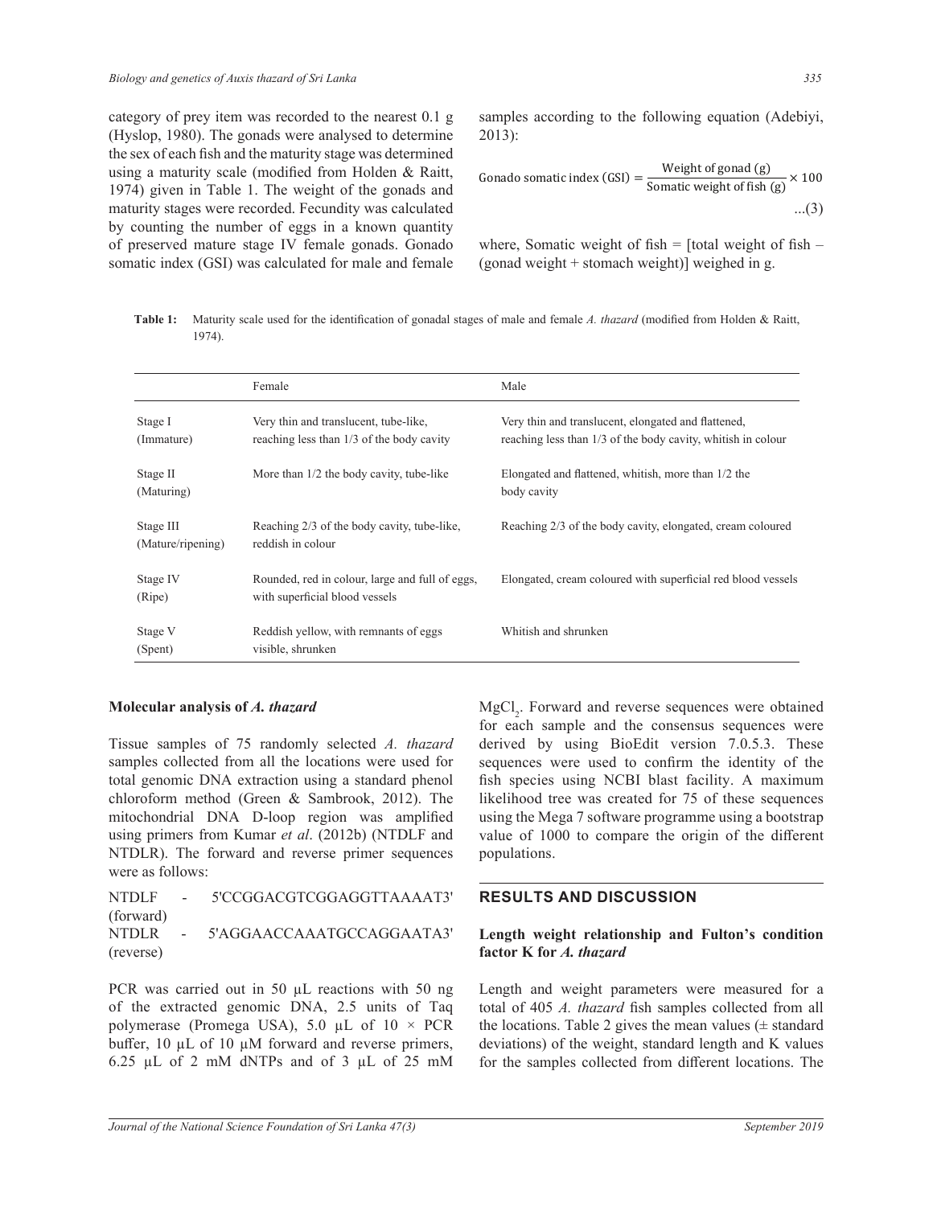category of prey item was recorded to the nearest 0.1 g (Hyslop, 1980). The gonads were analysed to determine the sex of each fish and the maturity stage was determined using a maturity scale (modified from Holden & Raitt, 1974) given in Table 1. The weight of the gonads and maturity stages were recorded. Fecundity was calculated by counting the number of eggs in a known quantity of preserved mature stage IV female gonads. Gonado somatic index (GSI) was calculated for male and female samples according to the following equation (Adebiyi, 2013):

$$\text{Gonado somatic index (GSI)} = \frac{\text{Weight of gonad (g)}}{\text{Somatic weight of fish (g)}} \times 100 \quad ...(3)$$

where, Somatic weight of fish = [total weight of fish – (gonad weight + stomach weight)] weighed in g.

**Table 1:** Maturity scale used for the identification of gonadal stages of male and female *A. thazard* (modified from Holden & Raitt, 1974).

| | Female | Male |
|---|---|---|
| Stage I (Immature) | Very thin and translucent, tube-like, reaching less than 1/3 of the body cavity | Very thin and translucent, elongated and flattened, reaching less than 1/3 of the body cavity, whitish in colour |
| Stage II (Maturing) | More than 1/2 the body cavity, tube-like | Elongated and flattened, whitish, more than 1/2 the body cavity |
| Stage III (Mature/ripening) | Reaching 2/3 of the body cavity, tube-like, reddish in colour | Reaching 2/3 of the body cavity, elongated, cream coloured |
| Stage IV (Ripe) | Rounded, red in colour, large and full of eggs, with superficial blood vessels | Elongated, cream coloured with superficial red blood vessels |
| Stage V (Spent) | Reddish yellow, with remnants of eggs visible, shrunken | Whitish and shrunken |

**Molecular analysis of *A. thazard***

Tissue samples of 75 randomly selected *A. thazard* samples collected from all the locations were used for total genomic DNA extraction using a standard phenol chloroform method (Green & Sambrook, 2012). The mitochondrial DNA D-loop region was amplified using primers from Kumar *et al*. (2012b) (NTDLF and NTDLR). The forward and reverse primer sequences were as follows:

NTDLF - 5'CCGGACGTCGGAGGTTAAAAT3' (forward)
NTDLR - 5'AGGAACCAAATGCCAGGAATA3' (reverse)

PCR was carried out in 50 µL reactions with 50 ng of the extracted genomic DNA, 2.5 units of Taq polymerase (Promega USA), 5.0 µL of 10 × PCR buffer, 10 µL of 10 µM forward and reverse primers, 6.25 µL of 2 mM dNTPs and of 3 µL of 25 mM $MgCl_2$. Forward and reverse sequences were obtained for each sample and the consensus sequences were derived by using BioEdit version 7.0.5.3. These sequences were used to confirm the identity of the fish species using NCBI blast facility. A maximum likelihood tree was created for 75 of these sequences using the Mega 7 software programme using a bootstrap value of 1000 to compare the origin of the different populations.

## RESULTS AND DISCUSSION

**Length weight relationship and Fulton's condition factor K for *A. thazard***

Length and weight parameters were measured for a total of 405 *A. thazard* fish samples collected from all the locations. Table 2 gives the mean values (± standard deviations) of the weight, standard length and K values for the samples collected from different locations. The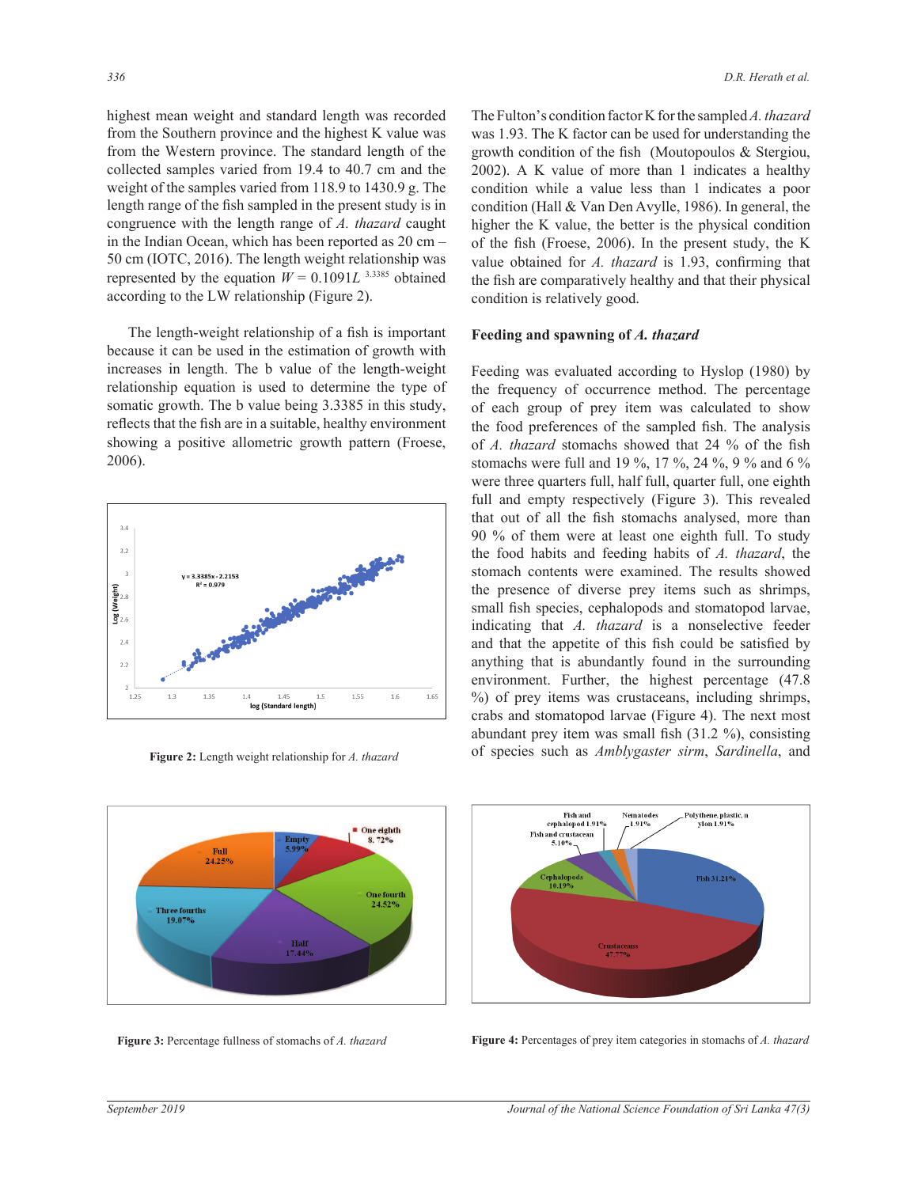highest mean weight and standard length was recorded from the Southern province and the highest K value was from the Western province. The standard length of the collected samples varied from 19.4 to 40.7 cm and the weight of the samples varied from 118.9 to 1430.9 g. The length range of the fish sampled in the present study is in congruence with the length range of *A. thazard* caught in the Indian Ocean, which has been reported as 20 cm – 50 cm (IOTC, 2016). The length weight relationship was represented by the equation $W = 0.1091L^{3.3385}$ obtained according to the LW relationship (Figure 2).

The length-weight relationship of a fish is important because it can be used in the estimation of growth with increases in length. The b value of the length-weight relationship equation is used to determine the type of somatic growth. The b value being 3.3385 in this study, reflects that the fish are in a suitable, healthy environment showing a positive allometric growth pattern (Froese, 2006).

**Figure 2:** Length weight relationship for *A. thazard*

The Fulton's condition factor K for the sampled *A. thazard* was 1.93. The K factor can be used for understanding the growth condition of the fish (Moutopoulos & Stergiou, 2002). A K value of more than 1 indicates a healthy condition while a value less than 1 indicates a poor condition (Hall & Van Den Avylle, 1986). In general, the higher the K value, the better is the physical condition of the fish (Froese, 2006). In the present study, the K value obtained for *A. thazard* is 1.93, confirming that the fish are comparatively healthy and that their physical condition is relatively good.

### Feeding and spawning of *A. thazard*

Feeding was evaluated according to Hyslop (1980) by the frequency of occurrence method. The percentage of each group of prey item was calculated to show the food preferences of the sampled fish. The analysis of *A. thazard* stomachs showed that 24 % of the fish stomachs were full and 19 %, 17 %, 24 %, 9 % and 6 % were three quarters full, half full, quarter full, one eighth full and empty respectively (Figure 3). This revealed that out of all the fish stomachs analysed, more than 90 % of them were at least one eighth full. To study the food habits and feeding habits of *A. thazard*, the stomach contents were examined. The results showed the presence of diverse prey items such as shrimps, small fish species, cephalopods and stomatopod larvae, indicating that *A. thazard* is a nonselective feeder and that the appetite of this fish could be satisfied by anything that is abundantly found in the surrounding environment. Further, the highest percentage (47.8 %) of prey items was crustaceans, including shrimps, crabs and stomatopod larvae (Figure 4). The next most abundant prey item was small fish (31.2 %), consisting of species such as *Amblygaster sirm*, *Sardinella*, and

**Figure 3:** Percentage fullness of stomachs of *A. thazard*

**Figure 4:** Percentages of prey item categories in stomachs of *A. thazard*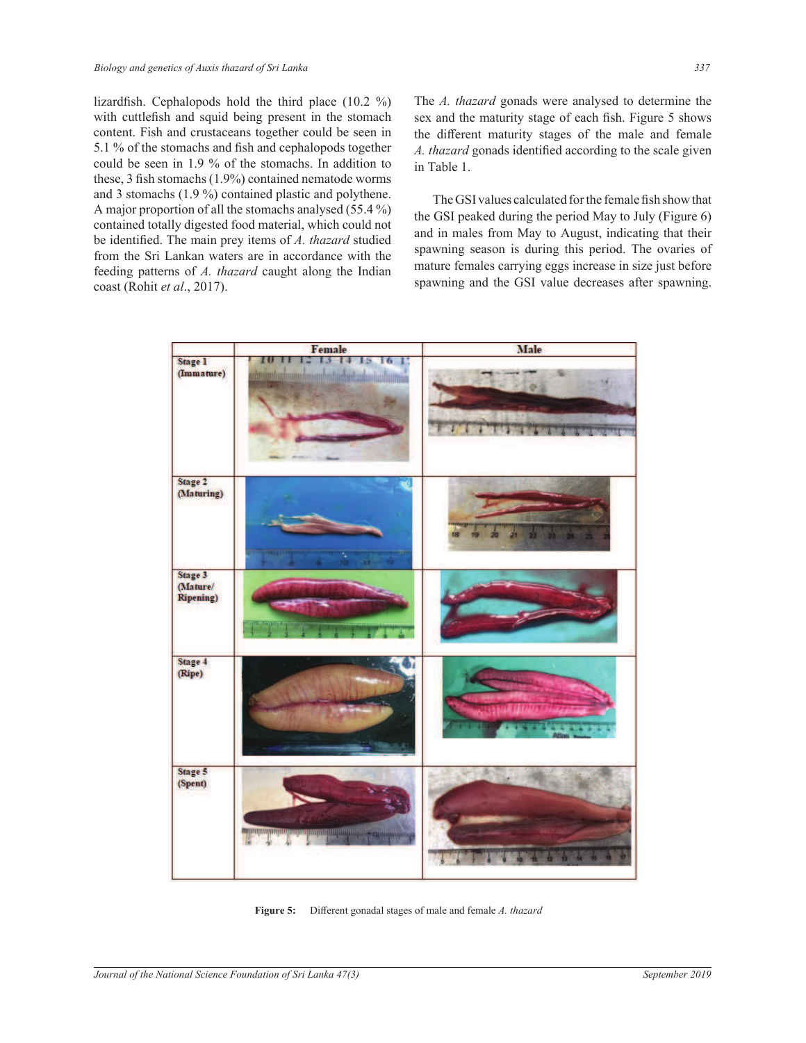lizardfish. Cephalopods hold the third place (10.2 %) with cuttlefish and squid being present in the stomach content. Fish and crustaceans together could be seen in 5.1 % of the stomachs and fish and cephalopods together could be seen in 1.9 % of the stomachs. In addition to these, 3 fish stomachs (1.9%) contained nematode worms and 3 stomachs (1.9 %) contained plastic and polythene. A major proportion of all the stomachs analysed (55.4 %) contained totally digested food material, which could not be identified. The main prey items of *A. thazard* studied from the Sri Lankan waters are in accordance with the feeding patterns of *A. thazard* caught along the Indian coast (Rohit *et al*., 2017).

The *A. thazard* gonads were analysed to determine the sex and the maturity stage of each fish. Figure 5 shows the different maturity stages of the male and female *A. thazard* gonads identified according to the scale given in Table 1.

The GSI values calculated for the female fish show that the GSI peaked during the period May to July (Figure 6) and in males from May to August, indicating that their spawning season is during this period. The ovaries of mature females carrying eggs increase in size just before spawning and the GSI value decreases after spawning.

| | Female | Male |
|---|---|---|
| Stage 1 (Immature) | | |
| Stage 2 (Maturing) | | |
| Stage 3 (Mature/ Ripening) | | |
| Stage 4 (Ripe) | | |
| Stage 5 (Spent) | | |

**Figure 5:** Different gonadal stages of male and female *A. thazard*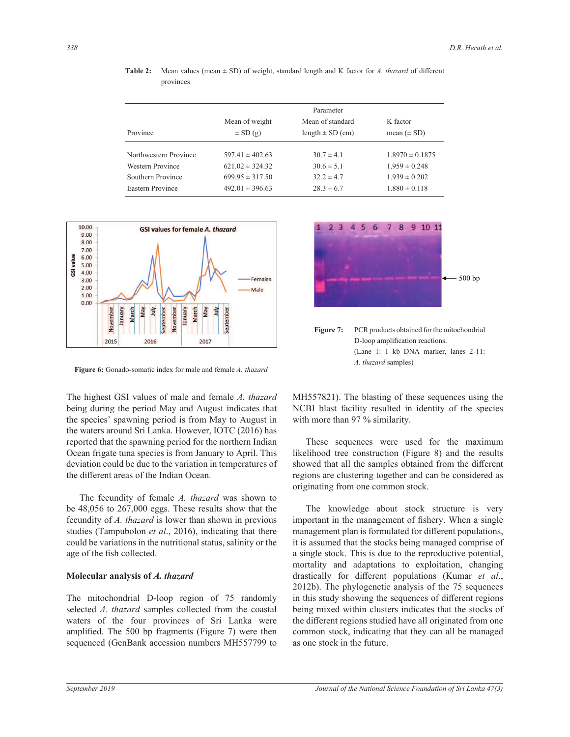**Table 2:** Mean values (mean ± SD) of weight, standard length and K factor for *A. thazard* of different provinces

| Province | Parameter<br>Mean of weight ± SD (g) | Mean of standard length ± SD (cm) | K factor mean (± SD) |
|---|---|---|---|
| Northwestern Province | 597.41 ± 402.63 | 30.7 ± 4.1 | 1.8970 ± 0.1875 |
| Western Province | 621.02 ± 324.32 | 30.6 ± 5.1 | 1.959 ± 0.248 |
| Southern Province | 699.95 ± 317.50 | 32.2 ± 4.7 | 1.939 ± 0.202 |
| Eastern Province | 492.01 ± 396.63 | 28.3 ± 6.7 | 1.880 ± 0.118 |

**Figure 6:** Gonado-somatic index for male and female *A. thazard*

**Figure 7:** PCR products obtained for the mitochondrial D-loop amplification reactions. (Lane 1: 1 kb DNA marker, lanes 2-11: *A. thazard* samples)

The highest GSI values of male and female *A. thazard* being during the period May and August indicates that the species' spawning period is from May to August in the waters around Sri Lanka. However, IOTC (2016) has reported that the spawning period for the northern Indian Ocean frigate tuna species is from January to April. This deviation could be due to the variation in temperatures of the different areas of the Indian Ocean.

The fecundity of female *A. thazard* was shown to be 48,056 to 267,000 eggs. These results show that the fecundity of *A. thazard* is lower than shown in previous studies (Tampubolon *et al*., 2016), indicating that there could be variations in the nutritional status, salinity or the age of the fish collected.

### Molecular analysis of *A. thazard*

The mitochondrial D-loop region of 75 randomly selected *A. thazard* samples collected from the coastal waters of the four provinces of Sri Lanka were amplified. The 500 bp fragments (Figure 7) were then sequenced (GenBank accession numbers MH557799 to MH557821). The blasting of these sequences using the NCBI blast facility resulted in identity of the species with more than 97 % similarity.

These sequences were used for the maximum likelihood tree construction (Figure 8) and the results showed that all the samples obtained from the different regions are clustering together and can be considered as originating from one common stock.

The knowledge about stock structure is very important in the management of fishery. When a single management plan is formulated for different populations, it is assumed that the stocks being managed comprise of a single stock. This is due to the reproductive potential, mortality and adaptations to exploitation, changing drastically for different populations (Kumar *et al*., 2012b). The phylogenetic analysis of the 75 sequences in this study showing the sequences of different regions being mixed within clusters indicates that the stocks of the different regions studied have all originated from one common stock, indicating that they can all be managed as one stock in the future.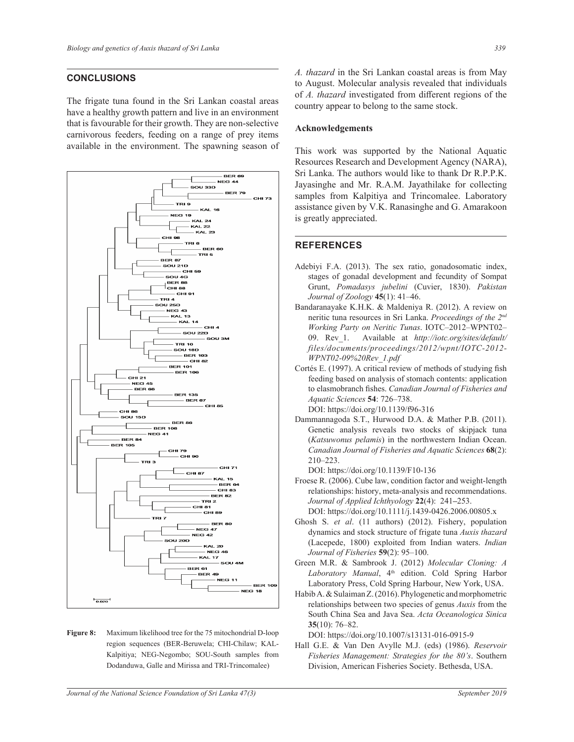## CONCLUSIONS

The frigate tuna found in the Sri Lankan coastal areas have a healthy growth pattern and live in an environment that is favourable for their growth. They are non-selective carnivorous feeders, feeding on a range of prey items available in the environment. The spawning season of *A. thazard* in the Sri Lankan coastal areas is from May to August. Molecular analysis revealed that individuals of *A. thazard* investigated from different regions of the country appear to belong to the same stock.

**Figure 8:** Maximum likelihood tree for the 75 mitochondrial D-loop region sequences (BER-Beruwela; CHI-Chilaw; KAL-Kalpitiya; NEG-Negombo; SOU-South samples from Dodanduwa, Galle and Mirissa and TRI-Trincomalee)

### Acknowledgements

This work was supported by the National Aquatic Resources Research and Development Agency (NARA), Sri Lanka. The authors would like to thank Dr R.P.P.K. Jayasinghe and Mr. R.A.M. Jayathilake for collecting samples from Kalpitiya and Trincomalee. Laboratory assistance given by V.K. Ranasinghe and G. Amarakoon is greatly appreciated.

## REFERENCES

Adebiyi F.A. (2013). The sex ratio, gonadosomatic index, stages of gonadal development and fecundity of Sompat Grunt, *Pomadasys jubelini* (Cuvier, 1830). *Pakistan Journal of Zoology* **45**(1): 41–46.

Bandaranayake K.H.K. & Maldeniya R. (2012). A review on neritic tuna resources in Sri Lanka. *Proceedings of the 2nd Working Party on Neritic Tunas*. IOTC–2012–WPNT02–09. Rev_1. Available at *http://iotc.org/sites/default/files/documents/proceedings/2012/wpnt/IOTC-2012-WPNT02-09%20Rev_1.pdf*

Cortés E. (1997). A critical review of methods of studying fish feeding based on analysis of stomach contents: application to elasmobranch fishes. *Canadian Journal of Fisheries and Aquatic Sciences* **54**: 726–738.
DOI: https://doi.org/10.1139/f96-316

Dammannagoda S.T., Hurwood D.A. & Mather P.B. (2011). Genetic analysis reveals two stocks of skipjack tuna (*Katsuwonus pelamis*) in the northwestern Indian Ocean. *Canadian Journal of Fisheries and Aquatic Sciences* **68**(2): 210–223.
DOI: https://doi.org/10.1139/F10-136

Froese R. (2006). Cube law, condition factor and weight-length relationships: history, meta-analysis and recommendations. *Journal of Applied Ichthyology* **22**(4): 241–253.
DOI: https://doi.org/10.1111/j.1439-0426.2006.00805.x

Ghosh S. *et al*. (11 authors) (2012). Fishery, population dynamics and stock structure of frigate tuna *Auxis thazard* (Lacepede, 1800) exploited from Indian waters. *Indian Journal of Fisheries* **59**(2): 95–100.

Green M.R. & Sambrook J. (2012) *Molecular Cloning: A Laboratory Manual*, 4th edition. Cold Spring Harbor Laboratory Press, Cold Spring Harbour, New York, USA.

Habib A. & Sulaiman Z. (2016). Phylogenetic and morphometric relationships between two species of genus *Auxis* from the South China Sea and Java Sea. *Acta Oceanologica Sinica* **35**(10): 76–82.
DOI: https://doi.org/10.1007/s13131-016-0915-9

Hall G.E. & Van Den Avylle M.J. (eds) (1986). *Reservoir Fisheries Management: Strategies for the 80's*. Southern Division, American Fisheries Society. Bethesda, USA.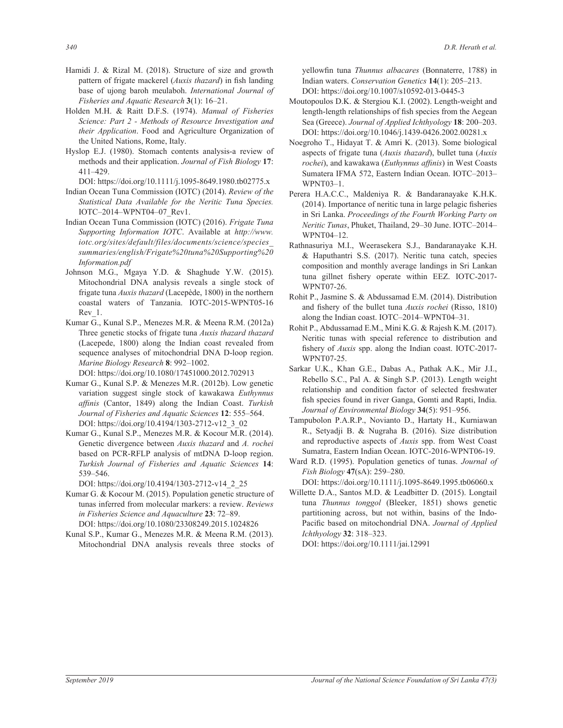Hamidi J. & Rizal M. (2018). Structure of size and growth pattern of frigate mackerel (*Auxis thazard*) in fish landing base of ujong baroh meulaboh. *International Journal of Fisheries and Aquatic Research* **3**(1): 16–21.

Holden M.H. & Raitt D.F.S. (1974). *Manual of Fisheries Science: Part 2 - Methods of Resource Investigation and their Application*. Food and Agriculture Organization of the United Nations, Rome, Italy.

Hyslop E.J. (1980). Stomach contents analysis-a review of methods and their application. *Journal of Fish Biology* **17**: 411–429.
DOI: https://doi.org/10.1111/j.1095-8649.1980.tb02775.x

Indian Ocean Tuna Commission (IOTC) (2014). *Review of the Statistical Data Available for the Neritic Tuna Species.* IOTC–2014–WPNT04–07_Rev1.

Indian Ocean Tuna Commission (IOTC) (2016). *Frigate Tuna Supporting Information IOTC*. Available at *http://www.iotc.org/sites/default/files/documents/science/species_summaries/english/Frigate%20tuna%20Supporting%20Information.pdf*

Johnson M.G., Mgaya Y.D. & Shaghude Y.W. (2015). Mitochondrial DNA analysis reveals a single stock of frigate tuna *Auxis thazard* (Lacepède, 1800) in the northern coastal waters of Tanzania. IOTC-2015-WPNT05-16 Rev_1.

Kumar G., Kunal S.P., Menezes M.R. & Meena R.M. (2012a) Three genetic stocks of frigate tuna *Auxis thazard thazard* (Lacepede, 1800) along the Indian coast revealed from sequence analyses of mitochondrial DNA D-loop region. *Marine Biology Research* **8**: 992–1002.
DOI: https://doi.org/10.1080/17451000.2012.702913

Kumar G., Kunal S.P. & Menezes M.R. (2012b). Low genetic variation suggest single stock of kawakawa *Euthynnus affinis* (Cantor, 1849) along the Indian Coast. *Turkish Journal of Fisheries and Aquatic Sciences* **12**: 555–564.
DOI: https://doi.org/10.4194/1303-2712-v12_3_02

Kumar G., Kunal S.P., Menezes M.R. & Kocour M.R. (2014). Genetic divergence between *Auxis thazard* and *A. rochei* based on PCR-RFLP analysis of mtDNA D-loop region. *Turkish Journal of Fisheries and Aquatic Sciences* **14**: 539–546.
DOI: https://doi.org/10.4194/1303-2712-v14_2_25

Kumar G. & Kocour M. (2015). Population genetic structure of tunas inferred from molecular markers: a review. *Reviews in Fisheries Science and Aquaculture* **23**: 72–89.
DOI: https://doi.org/10.1080/23308249.2015.1024826

Kunal S.P., Kumar G., Menezes M.R. & Meena R.M. (2013). Mitochondrial DNA analysis reveals three stocks of yellowfin tuna *Thunnus albacares* (Bonnaterre, 1788) in Indian waters. *Conservation Genetics* **14**(1): 205–213.
DOI: https://doi.org/10.1007/s10592-013-0445-3

Moutopoulos D.K. & Stergiou K.I. (2002). Length-weight and length-length relationships of fish species from the Aegean Sea (Greece). *Journal of Applied Ichthyology* **18**: 200–203.
DOI: https://doi.org/10.1046/j.1439-0426.2002.00281.x

Noegroho T., Hidayat T. & Amri K. (2013). Some biological aspects of frigate tuna (*Auxis thazard*), bullet tuna (*Auxis rochei*), and kawakawa (*Euthynnus affinis*) in West Coasts Sumatera IFMA 572, Eastern Indian Ocean. IOTC–2013–WPNT03–1.

Perera H.A.C.C., Maldeniya R. & Bandaranayake K.H.K. (2014). Importance of neritic tuna in large pelagic fisheries in Sri Lanka. *Proceedings of the Fourth Working Party on Neritic Tunas*, Phuket, Thailand, 29–30 June. IOTC–2014–WPNT04–12.

Rathnasuriya M.I., Weerasekera S.J., Bandaranayake K.H. & Haputhantri S.S. (2017). Neritic tuna catch, species composition and monthly average landings in Sri Lankan tuna gillnet fishery operate within EEZ. IOTC-2017-WPNT07-26.

Rohit P., Jasmine S. & Abdussamad E.M. (2014). Distribution and fishery of the bullet tuna *Auxis rochei* (Risso, 1810) along the Indian coast. IOTC–2014–WPNT04–31.

Rohit P., Abdussamad E.M., Mini K.G. & Rajesh K.M. (2017). Neritic tunas with special reference to distribution and fishery of *Auxis* spp. along the Indian coast. IOTC-2017-WPNT07-25.

Sarkar U.K., Khan G.E., Dabas A., Pathak A.K., Mir J.I., Rebello S.C., Pal A. & Singh S.P. (2013). Length weight relationship and condition factor of selected freshwater fish species found in river Ganga, Gomti and Rapti, India. *Journal of Environmental Biology* **34**(5): 951–956.

Tampubolon P.A.R.P., Novianto D., Hartaty H., Kurniawan R., Setyadji B. & Nugraha B. (2016). Size distribution and reproductive aspects of *Auxis* spp. from West Coast Sumatra, Eastern Indian Ocean. IOTC-2016-WPNT06-19.

Ward R.D. (1995). Population genetics of tunas. *Journal of Fish Biology* **47**(sA): 259–280.
DOI: https://doi.org/10.1111/j.1095-8649.1995.tb06060.x

Willette D.A., Santos M.D. & Leadbitter D. (2015). Longtail tuna *Thunnus tonggol* (Bleeker, 1851) shows genetic partitioning across, but not within, basins of the Indo-Pacific based on mitochondrial DNA. *Journal of Applied Ichthyology* **32**: 318–323.
DOI: https://doi.org/10.1111/jai.12991